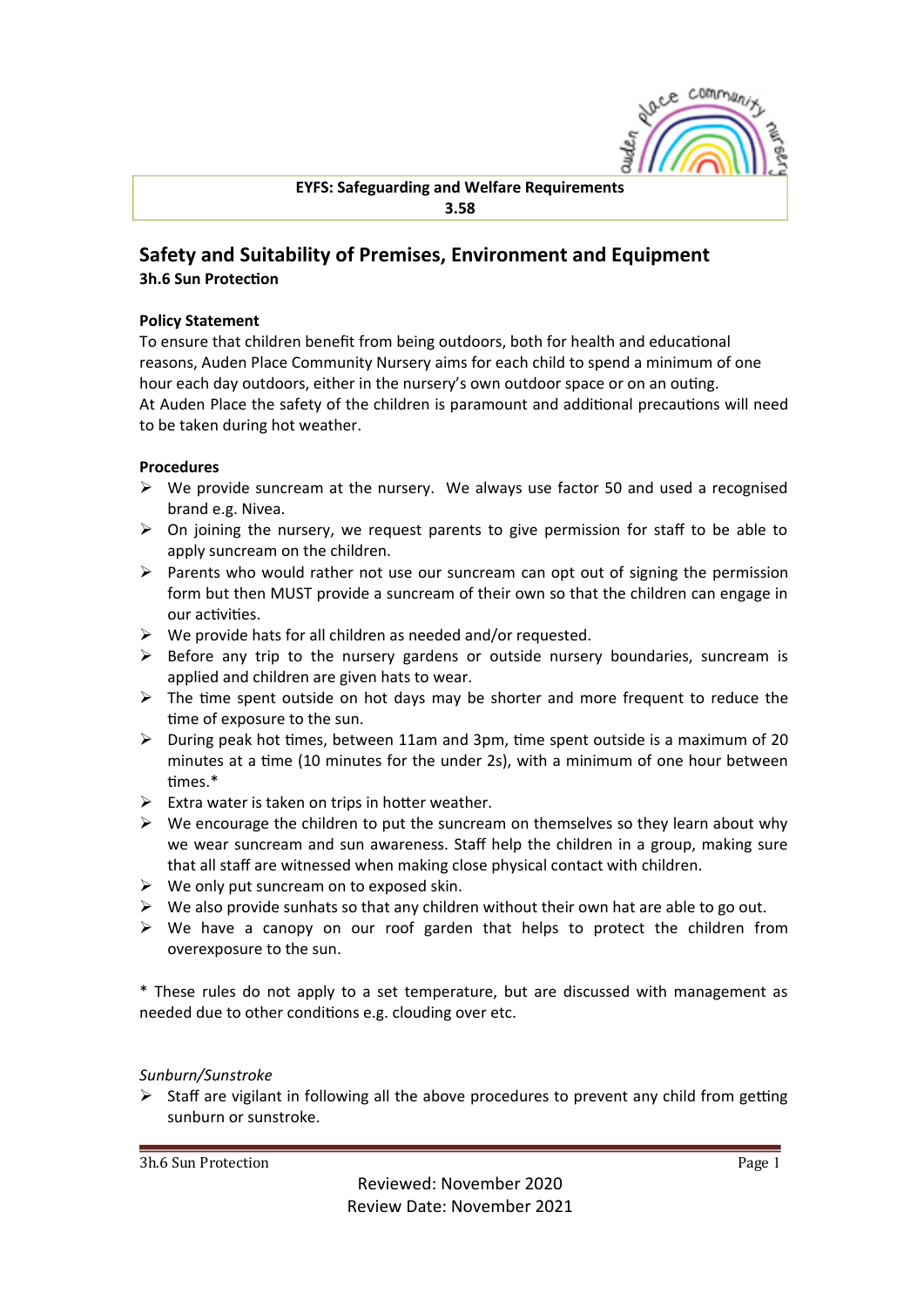**EYFS: Safeguarding and Welfare Requirements**
**3.58**

# Safety and Suitability of Premises, Environment and Equipment

**3h.6 Sun Protection**

**Policy Statement**

To ensure that children benefit from being outdoors, both for health and educational reasons, Auden Place Community Nursery aims for each child to spend a minimum of one hour each day outdoors, either in the nursery's own outdoor space or on an outing.
At Auden Place the safety of the children is paramount and additional precautions will need to be taken during hot weather.

**Procedures**

- We provide suncream at the nursery. We always use factor 50 and used a recognised brand e.g. Nivea.
- On joining the nursery, we request parents to give permission for staff to be able to apply suncream on the children.
- Parents who would rather not use our suncream can opt out of signing the permission form but then MUST provide a suncream of their own so that the children can engage in our activities.
- We provide hats for all children as needed and/or requested.
- Before any trip to the nursery gardens or outside nursery boundaries, suncream is applied and children are given hats to wear.
- The time spent outside on hot days may be shorter and more frequent to reduce the time of exposure to the sun.
- During peak hot times, between 11am and 3pm, time spent outside is a maximum of 20 minutes at a time (10 minutes for the under 2s), with a minimum of one hour between times.*
- Extra water is taken on trips in hotter weather.
- We encourage the children to put the suncream on themselves so they learn about why we wear suncream and sun awareness. Staff help the children in a group, making sure that all staff are witnessed when making close physical contact with children.
- We only put suncream on to exposed skin.
- We also provide sunhats so that any children without their own hat are able to go out.
- We have a canopy on our roof garden that helps to protect the children from overexposure to the sun.

* These rules do not apply to a set temperature, but are discussed with management as needed due to other conditions e.g. clouding over etc.

*Sunburn/Sunstroke*

- Staff are vigilant in following all the above procedures to prevent any child from getting sunburn or sunstroke.

Reviewed: November 2020
Review Date: November 2021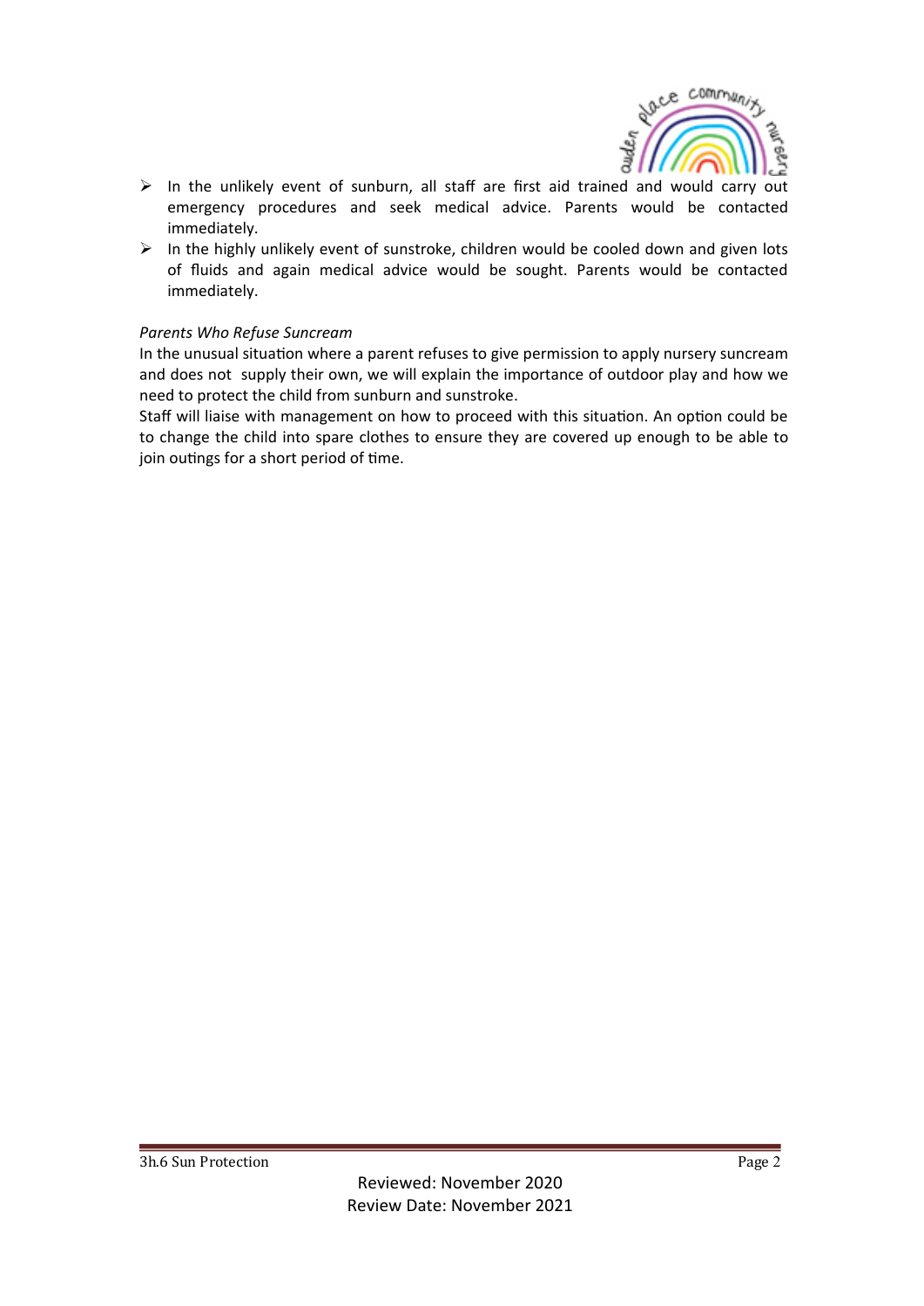- In the unlikely event of sunburn, all staff are first aid trained and would carry out emergency procedures and seek medical advice. Parents would be contacted immediately.
- In the highly unlikely event of sunstroke, children would be cooled down and given lots of fluids and again medical advice would be sought. Parents would be contacted immediately.

*Parents Who Refuse Suncream*

In the unusual situation where a parent refuses to give permission to apply nursery suncream and does not supply their own, we will explain the importance of outdoor play and how we need to protect the child from sunburn and sunstroke.

Staff will liaise with management on how to proceed with this situation. An option could be to change the child into spare clothes to ensure they are covered up enough to be able to join outings for a short period of time.

Reviewed: November 2020

Review Date: November 2021